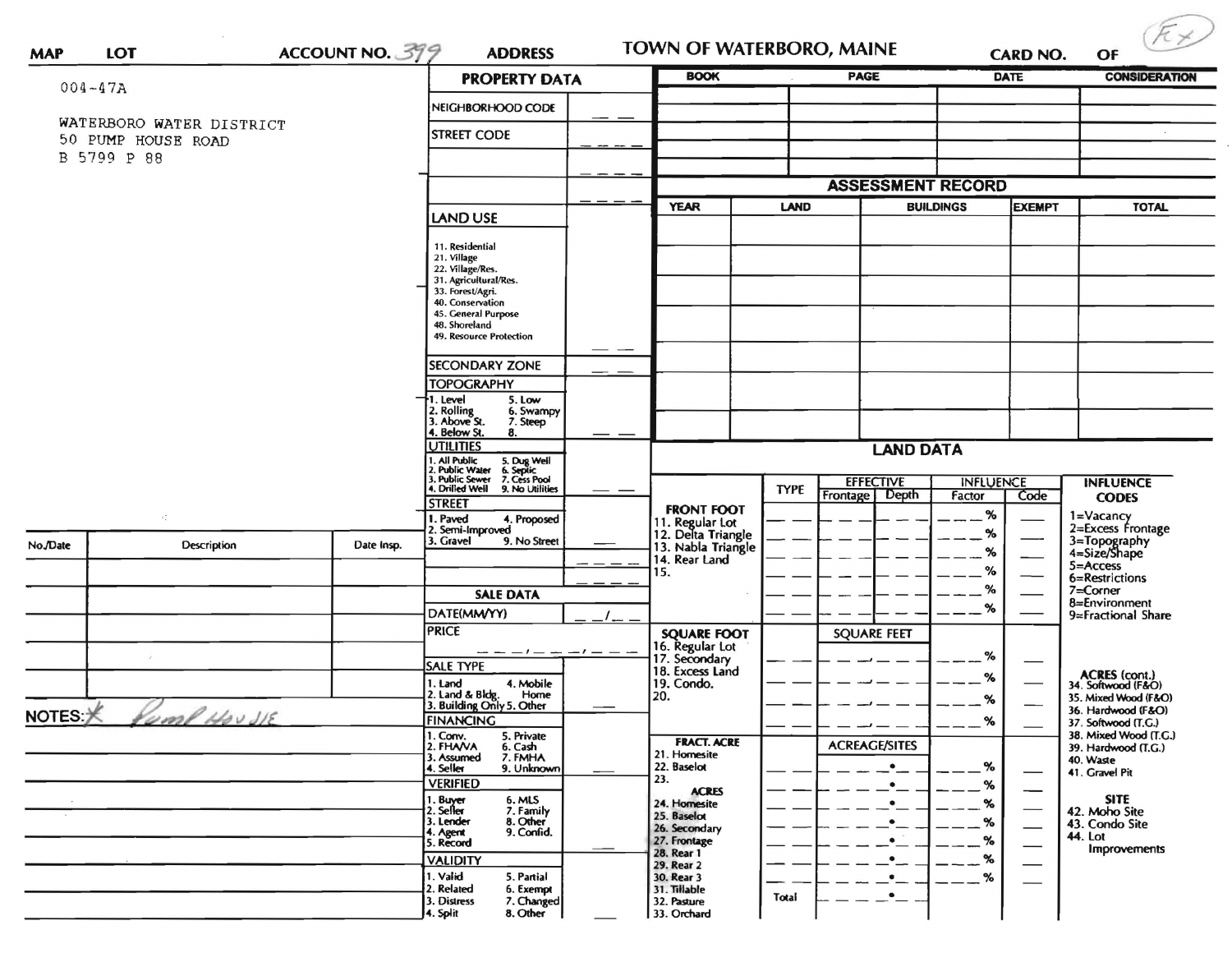MAP LOT ACCOUNT NO. 399 ADDRESS

# TOWN OF WATERBORO, MAINE

CARD NO. OF (Ex)

004-47A

WATERBORO WATER DISTRICT
50 PUMP HOUSE ROAD
B 5799 P 88

## PROPERTY DATA

| | |
|---|---|
| NEIGHBORHOOD CODE | |
| STREET CODE | |
| | |
| | |

**LAND USE**

11. Residential
21. Village
22. Village/Res.
31. Agricultural/Res.
33. Forest/Agri.
40. Conservation
45. General Purpose
48. Shoreland
49. Resource Protection

**SECONDARY ZONE**

**TOPOGRAPHY**

1. Level
2. Rolling
3. Above St.
4. Below St.
5. Low
6. Swampy
7. Steep
8.

**UTILITIES**

1. All Public
2. Public Water
3. Public Sewer
4. Drilled Well
5. Dug Well
6. Septic
7. Cess Pool
9. No Utilities

**STREET**

1. Paved
2. Semi-Improved
3. Gravel
4. Proposed
9. No Street

## SALE DATA

DATE(MM/YY)

PRICE

**SALE TYPE**

1. Land
2. Land & Bldg.
3. Building Only
4. Mobile Home
5. Other

**FINANCING**

1. Conv.
2. FHA/VA
3. Assumed
4. Seller
5. Private
6. Cash
7. FMHA
9. Unknown

**VERIFIED**

1. Buyer
2. Seller
3. Lender
4. Agent
5. Record
6. MLS
7. Family
8. Other
9. Confid.

**VALIDITY**

1. Valid
2. Related
3. Distress
4. Split
5. Partial
6. Exempt
7. Changed
8. Other

| BOOK | PAGE | DATE | CONSIDERATION |
|---|---|---|---|
| | | | |
| | | | |
| | | | |
| | | | |

## ASSESSMENT RECORD

| YEAR | LAND | BUILDINGS | EXEMPT | TOTAL |
|---|---|---|---|---|
| | | | | |
| | | | | |
| | | | | |
| | | | | |
| | | | | |
| | | | | |
| | | | | |

## LAND DATA

| | TYPE | EFFECTIVE Frontage | EFFECTIVE Depth | INFLUENCE Factor | INFLUENCE Code |
|---|---|---|---|---|---|
| **FRONT FOOT** 11. Regular Lot 12. Delta Triangle 13. Nabla Triangle 14. Rear Land 15. | | | | % | |
| **SQUARE FOOT** 16. Regular Lot 17. Secondary 18. Excess Land 19. Condo. 20. | | SQUARE FEET | | % | |
| **FRACT. ACRE** 21. Homesite 22. Baselot 23. **ACRES** 24. Homesite 25. Baselot 26. Secondary 27. Frontage 28. Rear 1 29. Rear 2 30. Rear 3 31. Tillable 32. Pasture 33. Orchard | | ACREAGE/SITES | | % | |
| | Total | | | | |

**INFLUENCE CODES**

1=Vacancy
2=Excess Frontage
3=Topography
4=Size/Shape
5=Access
6=Restrictions
7=Corner
8=Environment
9=Fractional Share

**ACRES (cont.)**

34. Softwood (F&O)
35. Mixed Wood (F&O)
36. Hardwood (F&O)
37. Softwood (T.G.)
38. Mixed Wood (T.G.)
39. Hardwood (T.G.)
40. Waste
41. Gravel Pit

**SITE**

42. Moho Site
43. Condo Site
44. Lot Improvements

| No./Date | Description | Date Insp. |
|---|---|---|
| | | |
| | | |
| | | |
| | | |
| | | |
| | | |

NOTES: * Pump House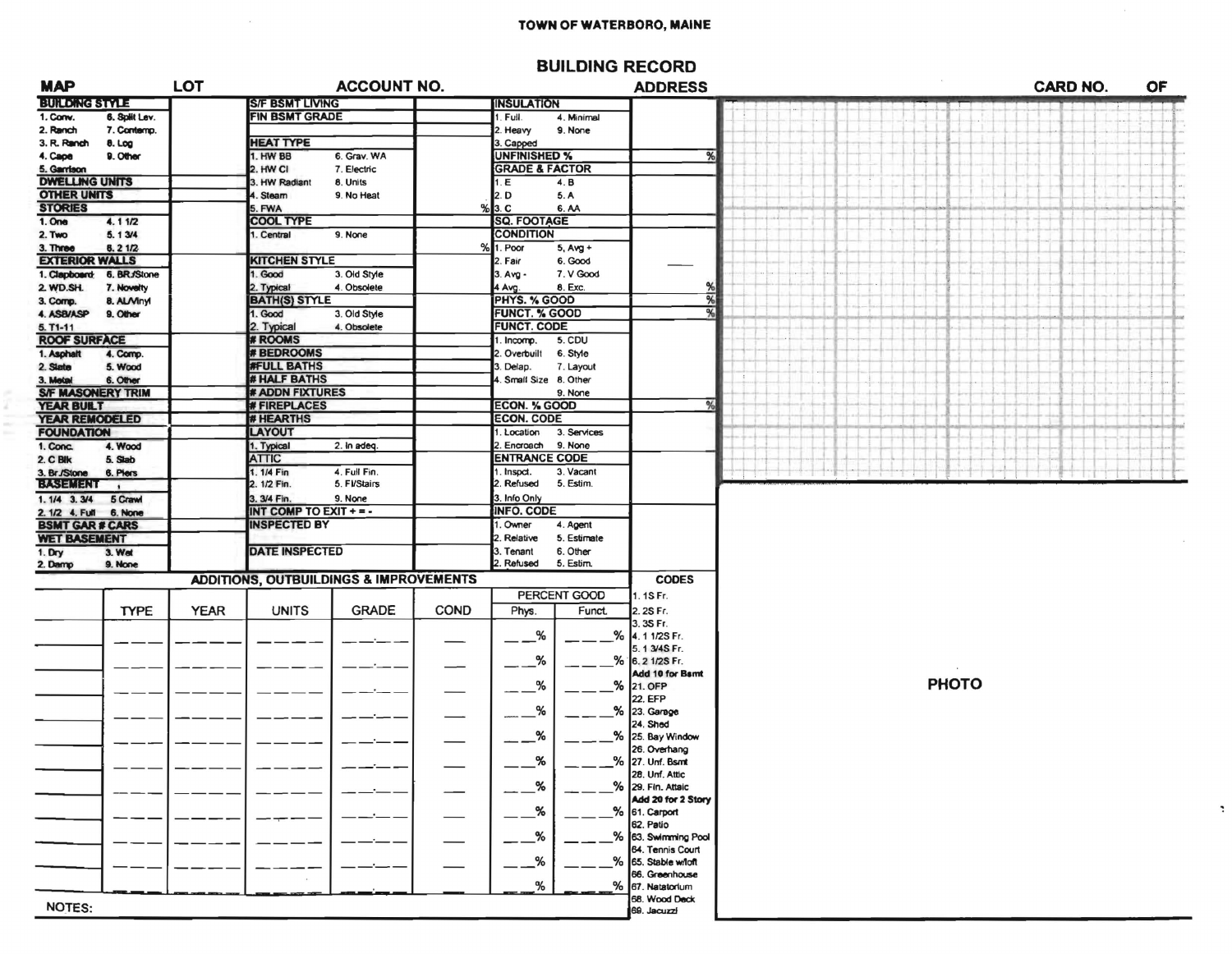**TOWN OF WATERBORO, MAINE**

## BUILDING RECORD

MAP | LOT | ACCOUNT NO. | ADDRESS | CARD NO. | OF

| | | | | | |
|---|---|---|---|---|---|
| **BUILDING STYLE** 1. Conv. 6. Split Lev. 2. Ranch 7. Contemp. 3. R. Ranch 8. Log 4. Cape 9. Other 5. Garrison | | **S/F BSMT LIVING** | | **INSULATION** 1. Full 4. Minimal 2. Heavy 9. None 3. Capped | |
| **DWELLING UNITS** | | **FIN BSMT GRADE** | | **UNFINISHED %** | % |
| **OTHER UNITS** | | **HEAT TYPE** 1. HW BB 6. Grav. WA 2. HW CI 7. Electric 3. HW Radiant 8. Units 4. Steam 9. No Heat 5. FWA | % | **GRADE & FACTOR** 1. E 4. B 2. D 5. A 3. C 6. AA | |
| **STORIES** 1. One 4. 1 1/2 2. Two 5. 1 3/4 3. Three 6. 2 1/2 | | **COOL TYPE** 1. Central 9. None | % | **SQ. FOOTAGE** | |
| **EXTERIOR WALLS** 1. Clapboard 6. BR/Stone 2. WD.SH. 7. Novelty 3. Comp. 8. AL/Vinyl 4. ASB/ASP 9. Other 5. T1-11 | | **KITCHEN STYLE** 1. Good 3. Old Style 2. Typical 4. Obsolete | | **CONDITION** 1. Poor 5. Avg + 2. Fair 6. Good 3. Avg - 7. V Good 4 Avg. 8. Exc. | |
| | | **BATH(S) STYLE** 1. Good 3. Old Style 2. Typical 4. Obsolete | | **PHYS. % GOOD** | % |
| | | | | **FUNCT. % GOOD** | % |
| **ROOF SURFACE** 1. Asphalt 4. Comp. 2. Slate 5. Wood 3. Metal 6. Other | | **# ROOMS** | | **FUNCT. CODE** 1. Incomp. 5. CDU 2. Overbuilt 6. Style 3. DeLap. 7. Layout 4. Small Size 8. Other 9. None | |
| | | **# BEDROOMS** | | | |
| | | **#FULL BATHS** | | | |
| | | **# HALF BATHS** | | | |
| **S/F MASONERY TRIM** | | **# ADDN FIXTURES** | | | |
| **YEAR BUILT** | | **# FIREPLACES** | | **ECON. % GOOD** | % |
| **YEAR REMODELED** | | **# HEARTHS** | | **ECON. CODE** | |
| **FOUNDATION** 1. Conc. 4. Wood 2. C Blk 5. Slab 3. Br./Stone 6. Piers | | **LAYOUT** 1. Typical 2. In adeq. | | 1. Location 3. Services 2. Encroach 9. None | |
| | | **ATTIC** 1. 1/4 Fin 4. Full Fin. 2. 1/2 Fin. 5. Fl/Stairs 3. 3/4 Fin. 9. None | | **ENTRANCE CODE** 1. Inspct. 3. Vacant 2. Refused 5. Estim. 3. Info Only | |
| **BASEMENT** 1. 1/4 3. 3/4 5 Crawl 2. 1/2 4. Full 6. None | | **INT COMP TO EXIT + = -** | | **INFO. CODE** | |
| **BSMT GAR # CARS** | | **INSPECTED BY** | | 1. Owner 4. Agent 2. Relative 5. Estimate 3. Tenant 6. Other 2. Refused 5. Estim. | |
| **WET BASEMENT** 1. Dry 3. Wet 2. Damp 9. None | | **DATE INSPECTED** | | | |

### ADDITIONS, OUTBUILDINGS & IMPROVEMENTS

| | TYPE | YEAR | UNITS | GRADE | COND | PERCENT GOOD Phys. | Funct. |
|---|---|---|---|---|---|---|---|
| | | | | | | % | % |
| | | | | | | % | % |
| | | | | | | % | % |
| | | | | | | % | % |
| | | | | | | % | % |
| | | | | | | % | % |
| | | | | | | % | % |
| | | | | | | % | % |
| | | | | | | % | % |
| | | | | | | % | % |
| | | | | | | % | % |

**CODES**

1. 1S Fr.
2. 2S Fr.
3. 3S Fr.
4. 1 1/2S Fr.
5. 1 3/4S Fr.
6. 2 1/2S Fr.

**Add 10 for Bsmt**

21. OFP
22. EFP
23. Garage
24. Shed
25. Bay Window
26. Overhang
27. Unf. Bsmt
28. Unf. Attic
29. Fin. Attic

**Add 20 for 2 Story**

61. Carport
62. Patio
63. Swimming Pool
64. Tennis Court
65. Stable w/loft
66. Greenhouse
67. Natatorium
68. Wood Deck
69. Jacuzzi

NOTES:

PHOTO